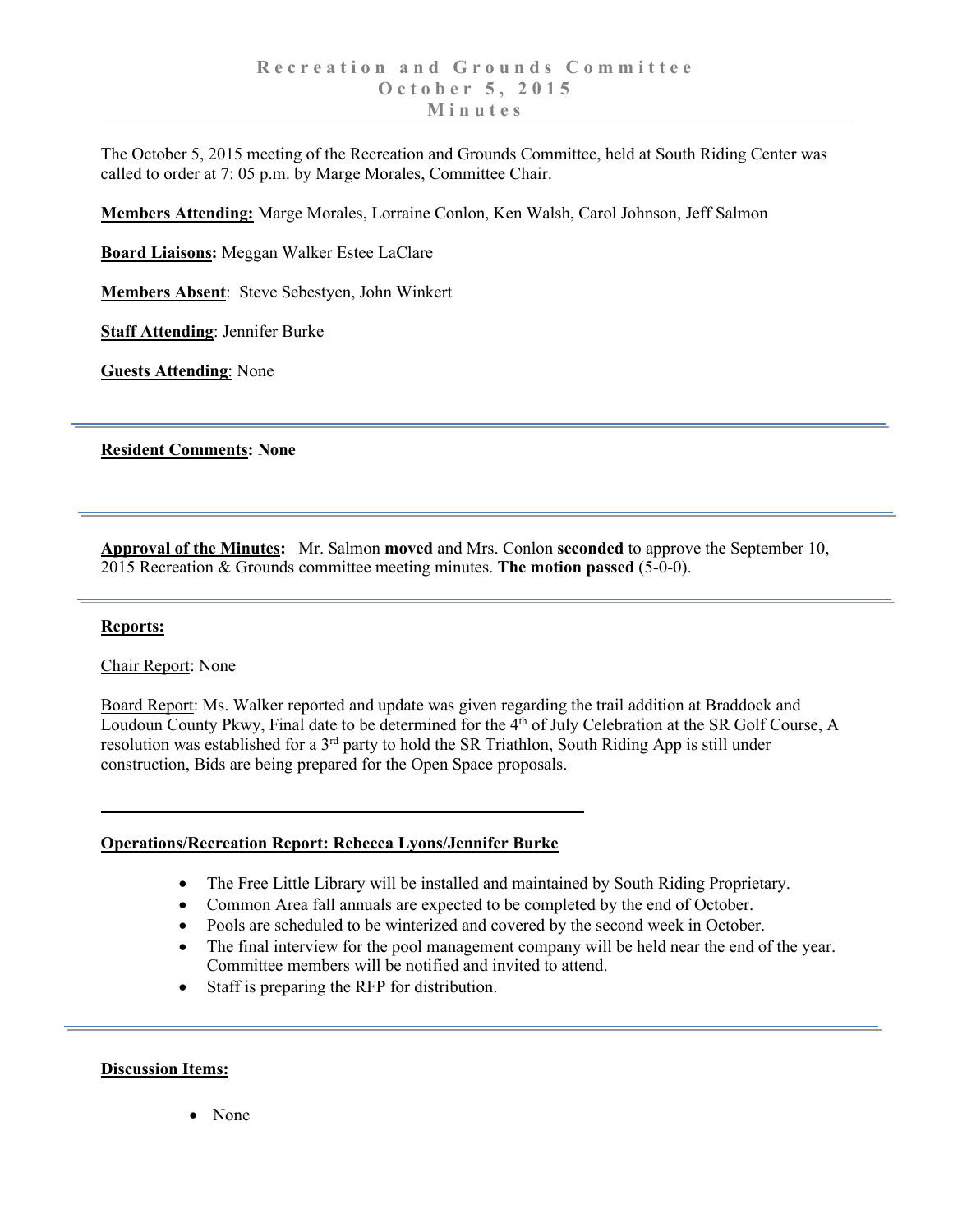# Recreation and Grounds Committee
# October 5, 2015
# Minutes

The October 5, 2015 meeting of the Recreation and Grounds Committee, held at South Riding Center was called to order at 7: 05 p.m. by Marge Morales, Committee Chair.

**Members Attending:** Marge Morales, Lorraine Conlon, Ken Walsh, Carol Johnson, Jeff Salmon

**Board Liaisons:** Meggan Walker Estee LaClare

**Members Absent**: Steve Sebestyen, John Winkert

**Staff Attending**: Jennifer Burke

**Guests Attending**: None

---

**Resident Comments: None**

---

**Approval of the Minutes:** Mr. Salmon **moved** and Mrs. Conlon **seconded** to approve the September 10, 2015 Recreation & Grounds committee meeting minutes. **The motion passed** (5-0-0).

---

**Reports:**

Chair Report: None

Board Report: Ms. Walker reported and update was given regarding the trail addition at Braddock and Loudoun County Pkwy, Final date to be determined for the 4th of July Celebration at the SR Golf Course, A resolution was established for a 3rd party to hold the SR Triathlon, South Riding App is still under construction, Bids are being prepared for the Open Space proposals.

---

**Operations/Recreation Report: Rebecca Lyons/Jennifer Burke**

- The Free Little Library will be installed and maintained by South Riding Proprietary.
- Common Area fall annuals are expected to be completed by the end of October.
- Pools are scheduled to be winterized and covered by the second week in October.
- The final interview for the pool management company will be held near the end of the year. Committee members will be notified and invited to attend.
- Staff is preparing the RFP for distribution.

---

**Discussion Items:**

- None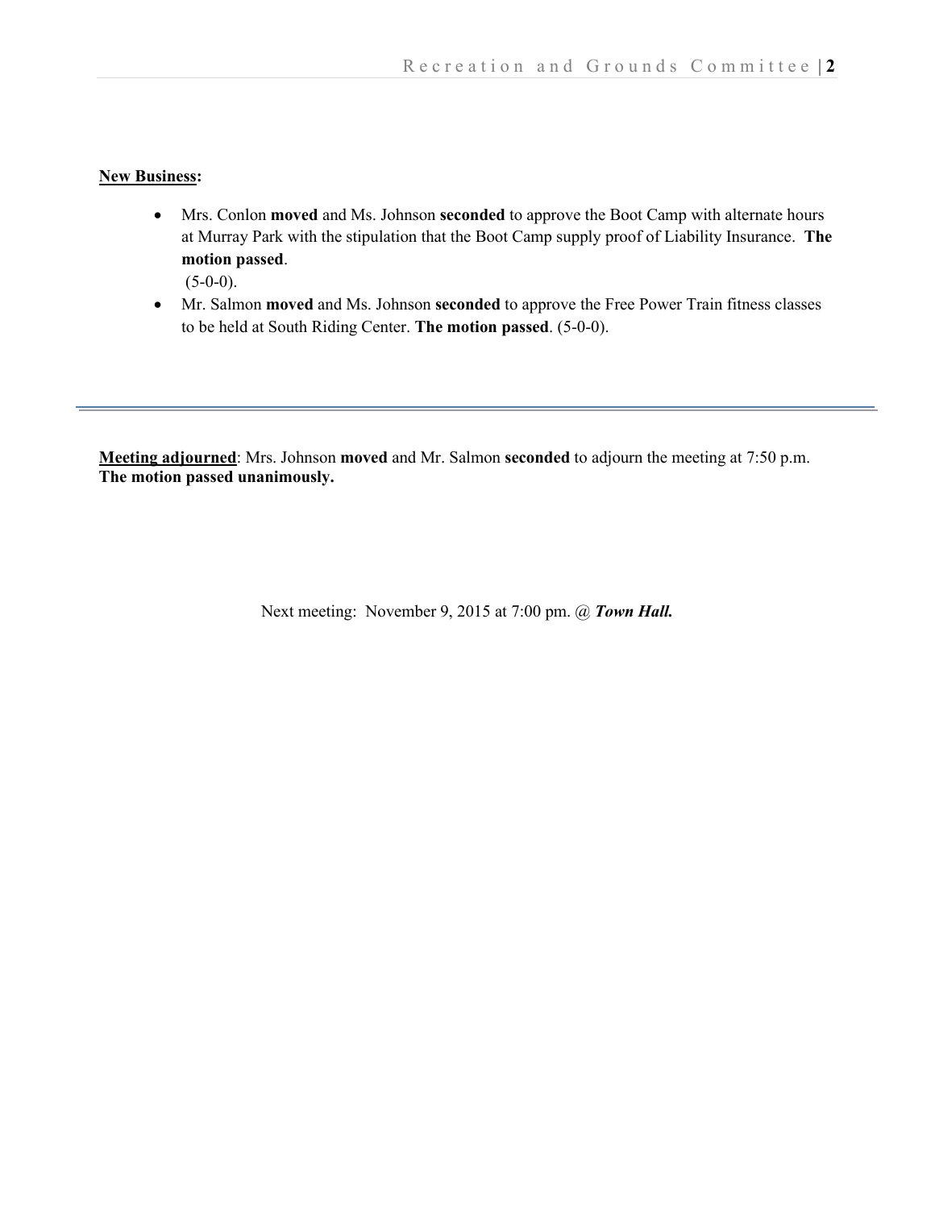**New Business:**

- Mrs. Conlon **moved** and Ms. Johnson **seconded** to approve the Boot Camp with alternate hours at Murray Park with the stipulation that the Boot Camp supply proof of Liability Insurance. **The motion passed**. (5-0-0).
- Mr. Salmon **moved** and Ms. Johnson **seconded** to approve the Free Power Train fitness classes to be held at South Riding Center. **The motion passed**. (5-0-0).

---

**Meeting adjourned**: Mrs. Johnson **moved** and Mr. Salmon **seconded** to adjourn the meeting at 7:50 p.m. **The motion passed unanimously.**

Next meeting: November 9, 2015 at 7:00 pm. @ ***Town Hall.***